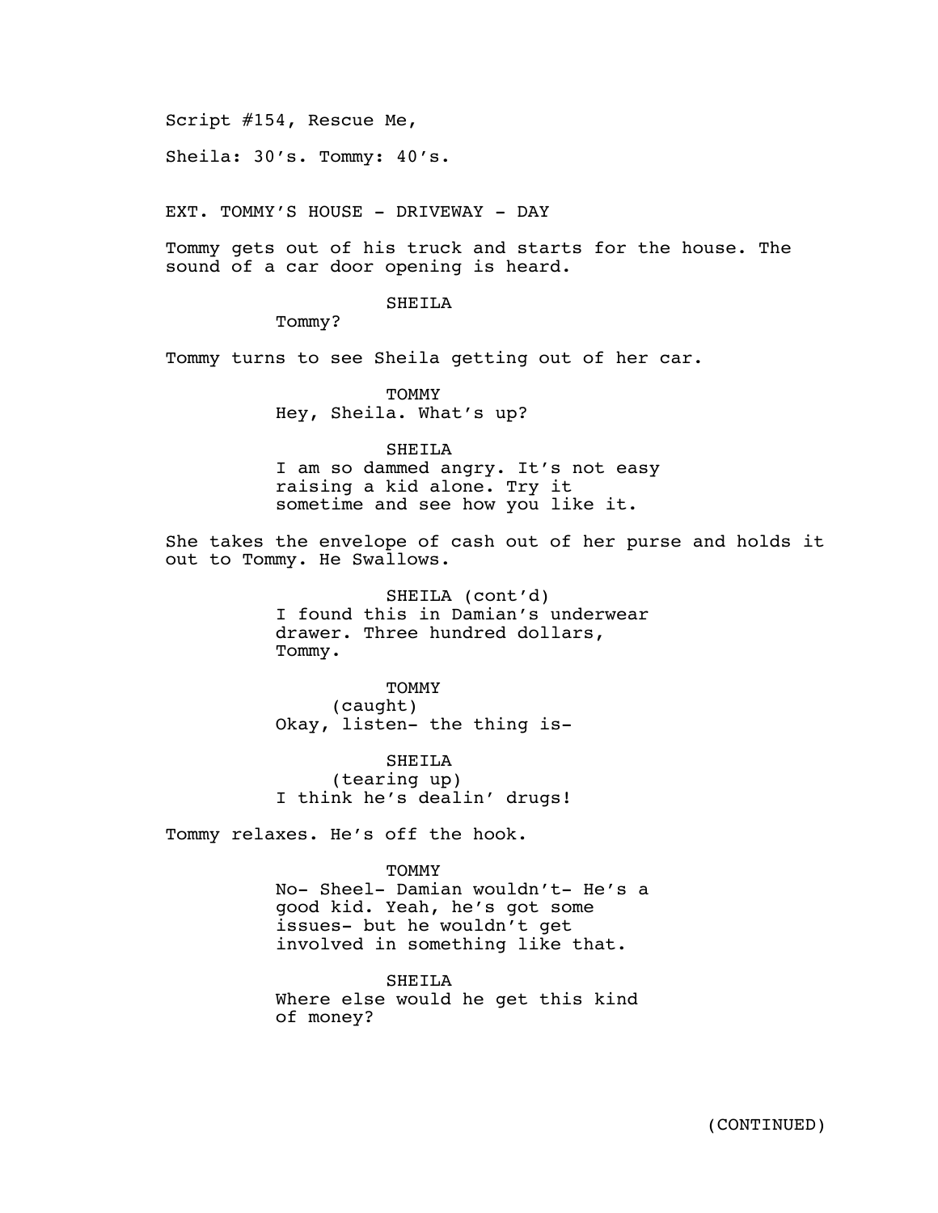Script #154, Rescue Me,

Sheila: 30's. Tommy: 40's.

EXT. TOMMY'S HOUSE - DRIVEWAY - DAY

Tommy gets out of his truck and starts for the house. The sound of a car door opening is heard.

SHEILA
Tommy?

Tommy turns to see Sheila getting out of her car.

TOMMY
Hey, Sheila. What's up?

SHEILA
I am so dammed angry. It's not easy raising a kid alone. Try it sometime and see how you like it.

She takes the envelope of cash out of her purse and holds it out to Tommy. He Swallows.

SHEILA (cont'd)
I found this in Damian's underwear drawer. Three hundred dollars, Tommy.

TOMMY
(caught)
Okay, listen- the thing is-

SHEILA
(tearing up)
I think he's dealin' drugs!

Tommy relaxes. He's off the hook.

TOMMY
No- Sheel- Damian wouldn't- He's a good kid. Yeah, he's got some issues- but he wouldn't get involved in something like that.

SHEILA
Where else would he get this kind of money?

(CONTINUED)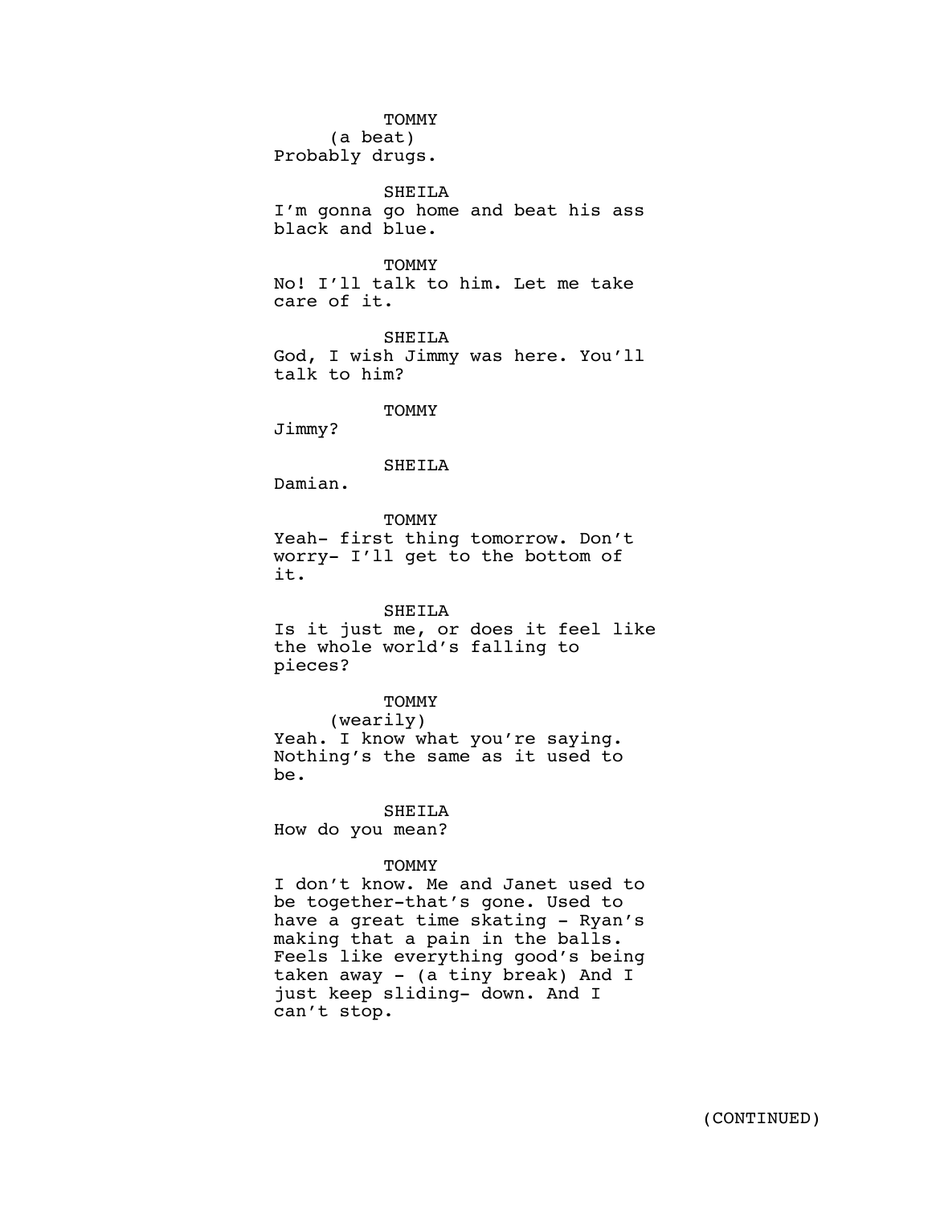TOMMY
(a beat)
Probably drugs.

SHEILA
I'm gonna go home and beat his ass black and blue.

TOMMY
No! I'll talk to him. Let me take care of it.

SHEILA
God, I wish Jimmy was here. You'll talk to him?

TOMMY
Jimmy?

SHEILA
Damian.

TOMMY
Yeah- first thing tomorrow. Don't worry- I'll get to the bottom of it.

SHEILA
Is it just me, or does it feel like the whole world's falling to pieces?

TOMMY
(wearily)
Yeah. I know what you're saying. Nothing's the same as it used to be.

SHEILA
How do you mean?

TOMMY
I don't know. Me and Janet used to be together-that's gone. Used to have a great time skating - Ryan's making that a pain in the balls. Feels like everything good's being taken away - (a tiny break) And I just keep sliding- down. And I can't stop.

(CONTINUED)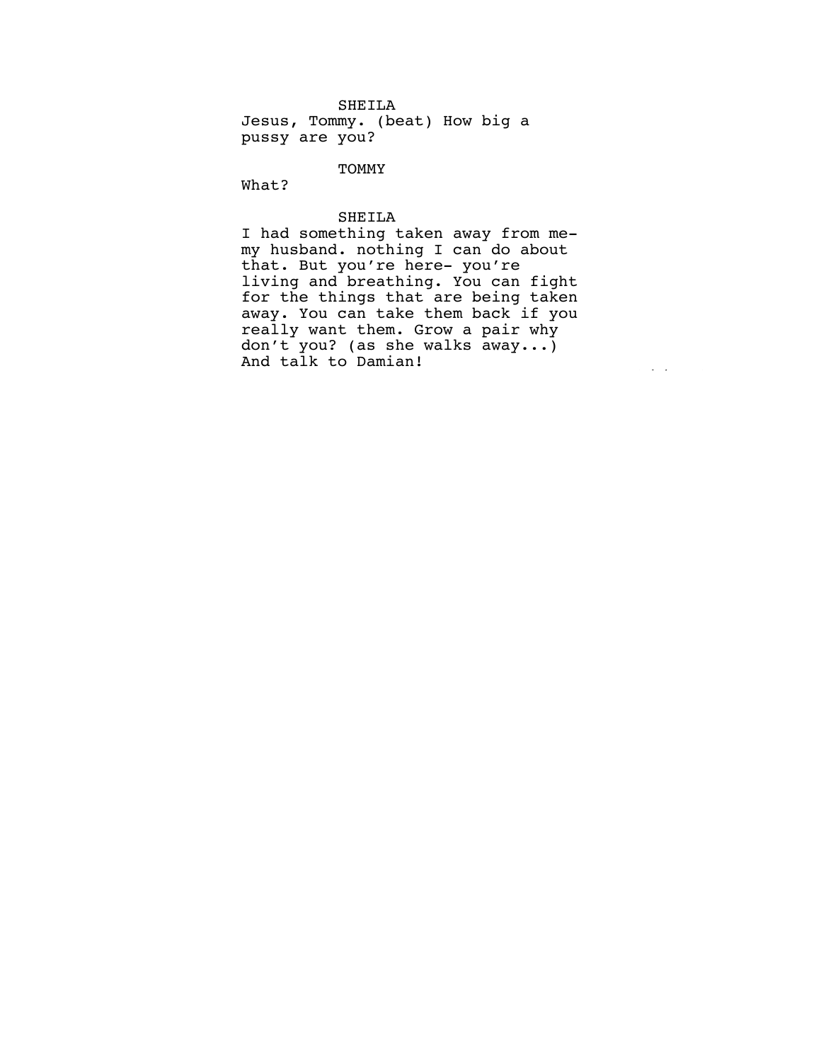SHEILA

Jesus, Tommy. (beat) How big a pussy are you?

TOMMY

What?

SHEILA

I had something taken away from me- my husband. nothing I can do about that. But you're here- you're living and breathing. You can fight for the things that are being taken away. You can take them back if you really want them. Grow a pair why don't you? (as she walks away...) And talk to Damian!